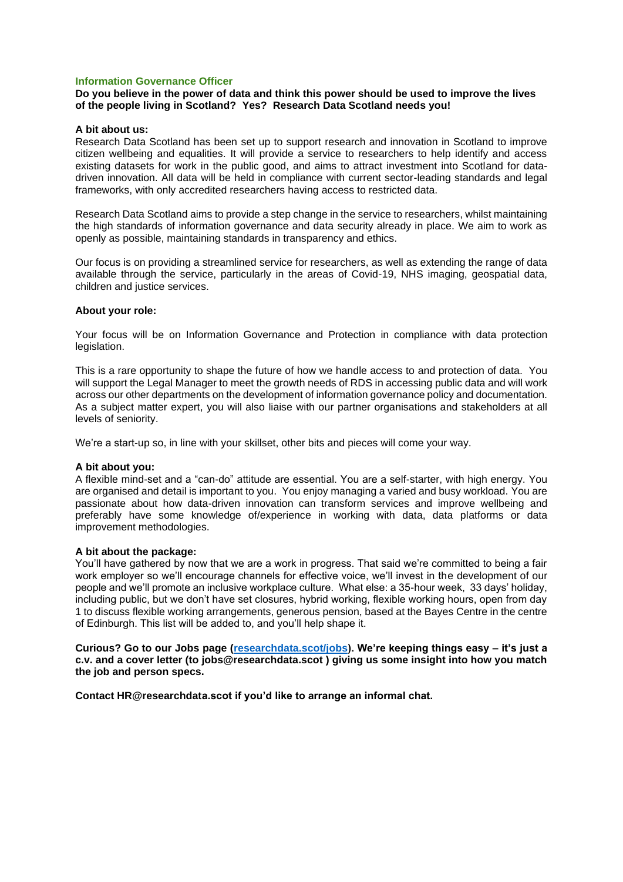## Information Governance Officer

**Do you believe in the power of data and think this power should be used to improve the lives of the people living in Scotland? Yes? Research Data Scotland needs you!**

**A bit about us:**

Research Data Scotland has been set up to support research and innovation in Scotland to improve citizen wellbeing and equalities. It will provide a service to researchers to help identify and access existing datasets for work in the public good, and aims to attract investment into Scotland for data-driven innovation. All data will be held in compliance with current sector-leading standards and legal frameworks, with only accredited researchers having access to restricted data.

Research Data Scotland aims to provide a step change in the service to researchers, whilst maintaining the high standards of information governance and data security already in place. We aim to work as openly as possible, maintaining standards in transparency and ethics.

Our focus is on providing a streamlined service for researchers, as well as extending the range of data available through the service, particularly in the areas of Covid-19, NHS imaging, geospatial data, children and justice services.

**About your role:**

Your focus will be on Information Governance and Protection in compliance with data protection legislation.

This is a rare opportunity to shape the future of how we handle access to and protection of data. You will support the Legal Manager to meet the growth needs of RDS in accessing public data and will work across our other departments on the development of information governance policy and documentation. As a subject matter expert, you will also liaise with our partner organisations and stakeholders at all levels of seniority.

We're a start-up so, in line with your skillset, other bits and pieces will come your way.

**A bit about you:**

A flexible mind-set and a "can-do" attitude are essential. You are a self-starter, with high energy. You are organised and detail is important to you. You enjoy managing a varied and busy workload. You are passionate about how data-driven innovation can transform services and improve wellbeing and preferably have some knowledge of/experience in working with data, data platforms or data improvement methodologies.

**A bit about the package:**

You'll have gathered by now that we are a work in progress. That said we're committed to being a fair work employer so we'll encourage channels for effective voice, we'll invest in the development of our people and we'll promote an inclusive workplace culture. What else: a 35-hour week, 33 days' holiday, including public, but we don't have set closures, hybrid working, flexible working hours, open from day 1 to discuss flexible working arrangements, generous pension, based at the Bayes Centre in the centre of Edinburgh. This list will be added to, and you'll help shape it.

**Curious? Go to our Jobs page ([researchdata.scot/jobs](researchdata.scot/jobs)). We're keeping things easy – it's just a c.v. and a cover letter (to jobs@researchdata.scot ) giving us some insight into how you match the job and person specs.**

**Contact HR@researchdata.scot if you'd like to arrange an informal chat.**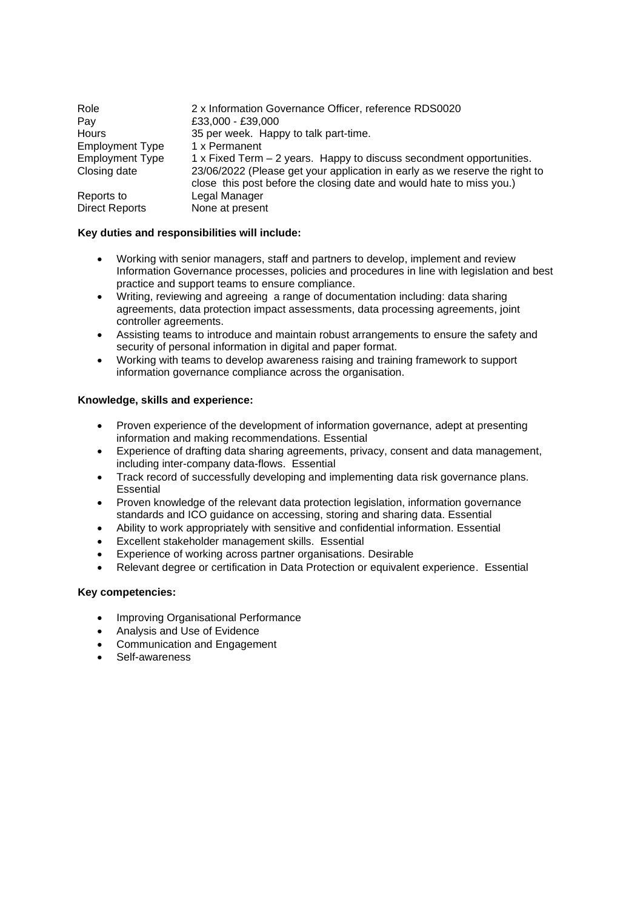| | |
|---|---|
| Role | 2 x Information Governance Officer, reference RDS0020 |
| Pay | £33,000 - £39,000 |
| Hours | 35 per week. Happy to talk part-time. |
| Employment Type | 1 x Permanent |
| Employment Type | 1 x Fixed Term – 2 years. Happy to discuss secondment opportunities. |
| Closing date | 23/06/2022 (Please get your application in early as we reserve the right to close this post before the closing date and would hate to miss you.) |
| Reports to | Legal Manager |
| Direct Reports | None at present |

**Key duties and responsibilities will include:**

- Working with senior managers, staff and partners to develop, implement and review Information Governance processes, policies and procedures in line with legislation and best practice and support teams to ensure compliance.
- Writing, reviewing and agreeing a range of documentation including: data sharing agreements, data protection impact assessments, data processing agreements, joint controller agreements.
- Assisting teams to introduce and maintain robust arrangements to ensure the safety and security of personal information in digital and paper format.
- Working with teams to develop awareness raising and training framework to support information governance compliance across the organisation.

**Knowledge, skills and experience:**

- Proven experience of the development of information governance, adept at presenting information and making recommendations. Essential
- Experience of drafting data sharing agreements, privacy, consent and data management, including inter-company data-flows. Essential
- Track record of successfully developing and implementing data risk governance plans. Essential
- Proven knowledge of the relevant data protection legislation, information governance standards and ICO guidance on accessing, storing and sharing data. Essential
- Ability to work appropriately with sensitive and confidential information. Essential
- Excellent stakeholder management skills. Essential
- Experience of working across partner organisations. Desirable
- Relevant degree or certification in Data Protection or equivalent experience. Essential

**Key competencies:**

- Improving Organisational Performance
- Analysis and Use of Evidence
- Communication and Engagement
- Self-awareness